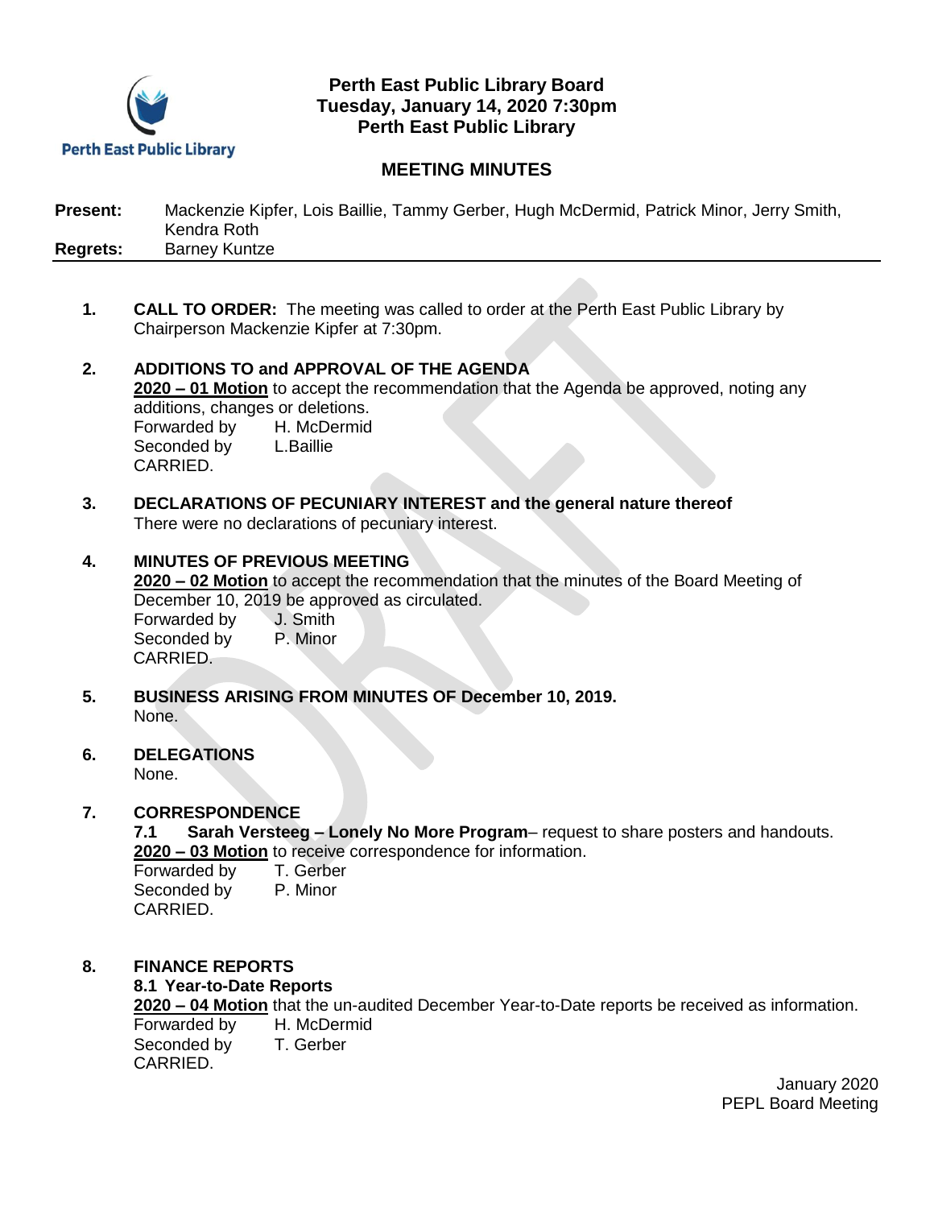**Perth East Public Library Board**
**Tuesday, January 14, 2020 7:30pm**
**Perth East Public Library**

## MEETING MINUTES

**Present:** Mackenzie Kipfer, Lois Baillie, Tammy Gerber, Hugh McDermid, Patrick Minor, Jerry Smith, Kendra Roth
**Regrets:** Barney Kuntze

1. **CALL TO ORDER:** The meeting was called to order at the Perth East Public Library by Chairperson Mackenzie Kipfer at 7:30pm.

2. **ADDITIONS TO and APPROVAL OF THE AGENDA**
   **2020 – 01 Motion** to accept the recommendation that the Agenda be approved, noting any additions, changes or deletions.
   Forwarded by H. McDermid
   Seconded by L.Baillie
   CARRIED.

3. **DECLARATIONS OF PECUNIARY INTEREST and the general nature thereof**
   There were no declarations of pecuniary interest.

4. **MINUTES OF PREVIOUS MEETING**
   **2020 – 02 Motion** to accept the recommendation that the minutes of the Board Meeting of December 10, 2019 be approved as circulated.
   Forwarded by J. Smith
   Seconded by P. Minor
   CARRIED.

5. **BUSINESS ARISING FROM MINUTES OF December 10, 2019.**
   None.

6. **DELEGATIONS**
   None.

7. **CORRESPONDENCE**
   **7.1 Sarah Versteeg – Lonely No More Program**– request to share posters and handouts.
   **2020 – 03 Motion** to receive correspondence for information.
   Forwarded by T. Gerber
   Seconded by P. Minor
   CARRIED.

8. **FINANCE REPORTS**
   **8.1 Year-to-Date Reports**
   **2020 – 04 Motion** that the un-audited December Year-to-Date reports be received as information.
   Forwarded by H. McDermid
   Seconded by T. Gerber
   CARRIED.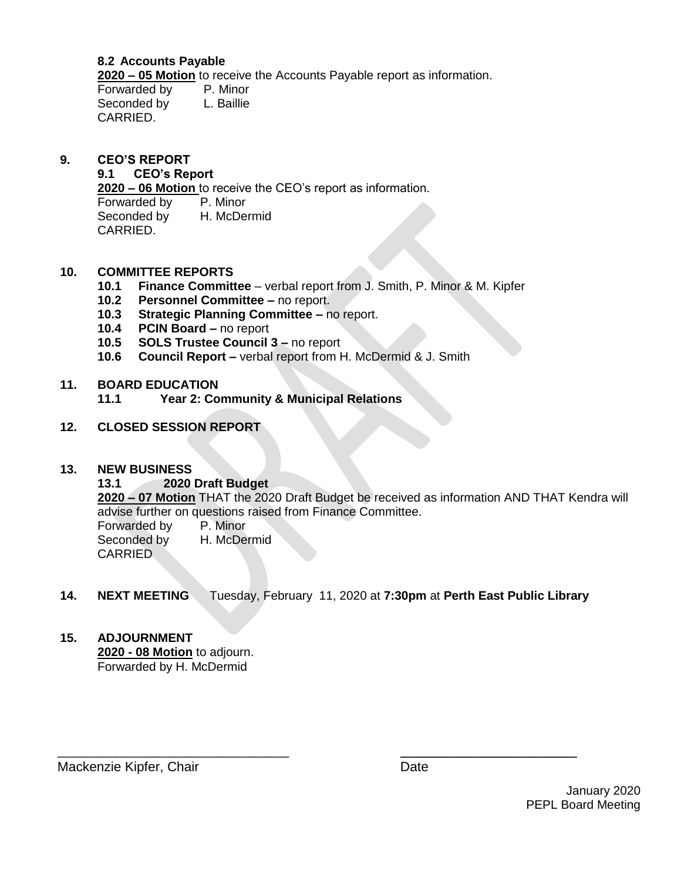**8.2 Accounts Payable**

**2020 – 05 Motion** to receive the Accounts Payable report as information.
Forwarded by P. Minor
Seconded by L. Baillie
CARRIED.

## 9. CEO'S REPORT

**9.1 CEO's Report**

**2020 – 06 Motion** to receive the CEO's report as information.
Forwarded by P. Minor
Seconded by H. McDermid
CARRIED.

## 10. COMMITTEE REPORTS

- **10.1 Finance Committee** – verbal report from J. Smith, P. Minor & M. Kipfer
- **10.2 Personnel Committee –** no report.
- **10.3 Strategic Planning Committee –** no report.
- **10.4 PCIN Board –** no report
- **10.5 SOLS Trustee Council 3 –** no report
- **10.6 Council Report –** verbal report from H. McDermid & J. Smith

## 11. BOARD EDUCATION

**11.1 Year 2: Community & Municipal Relations**

## 12. CLOSED SESSION REPORT

## 13. NEW BUSINESS

**13.1 2020 Draft Budget**

**2020 – 07 Motion** THAT the 2020 Draft Budget be received as information AND THAT Kendra will advise further on questions raised from Finance Committee.
Forwarded by P. Minor
Seconded by H. McDermid
CARRIED

## 14. NEXT MEETING

Tuesday, February 11, 2020 at **7:30pm** at **Perth East Public Library**

## 15. ADJOURNMENT

**2020 - 08 Motion** to adjourn.
Forwarded by H. McDermid

_______________________________ _______________________

Mackenzie Kipfer, Chair Date

January 2020
PEPL Board Meeting